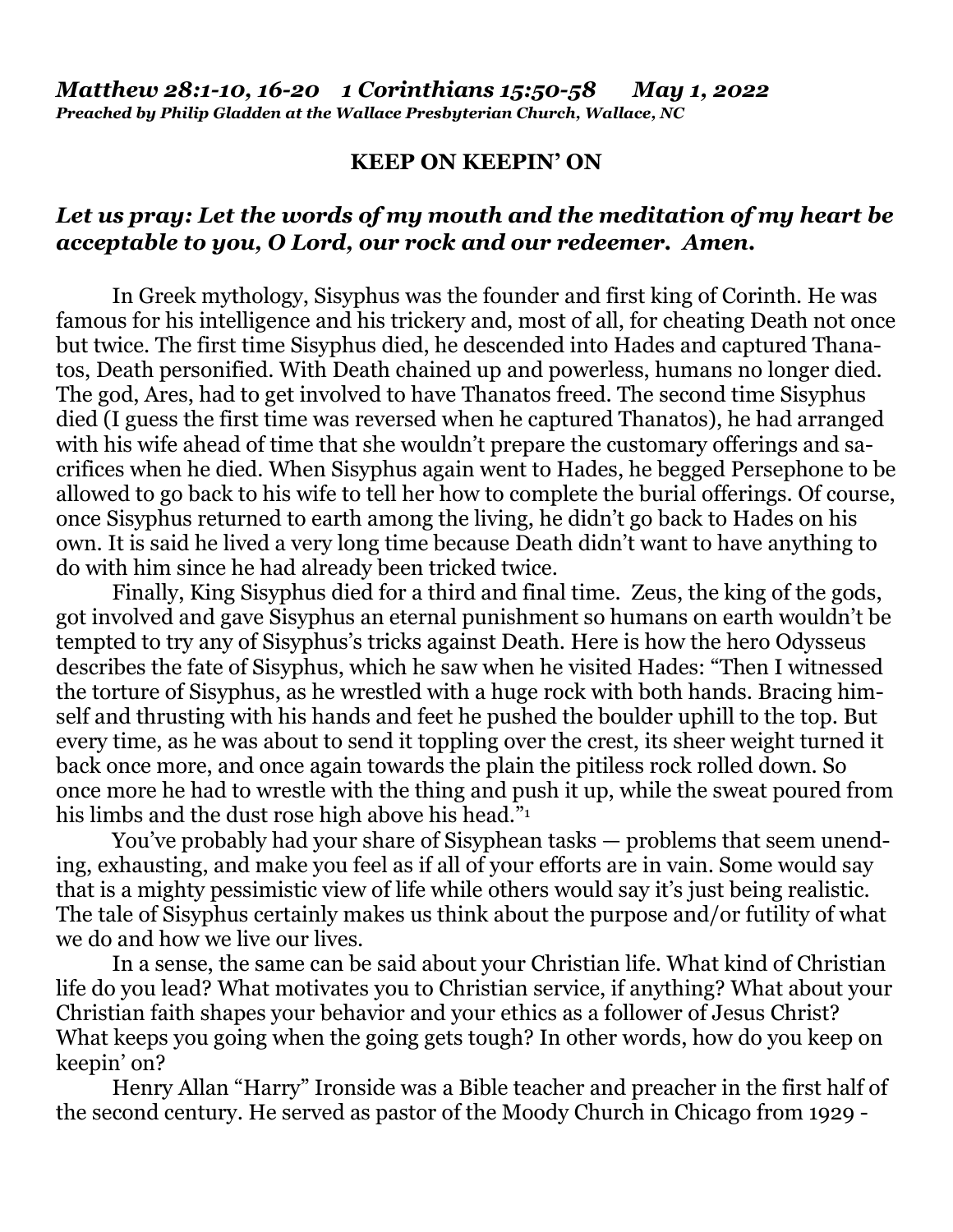***Matthew 28:1-10, 16-20    1 Corinthians 15:50-58    May 1, 2022***
***Preached by Philip Gladden at the Wallace Presbyterian Church, Wallace, NC***

**KEEP ON KEEPIN' ON**

***Let us pray: Let the words of my mouth and the meditation of my heart be acceptable to you, O Lord, our rock and our redeemer. Amen.***

In Greek mythology, Sisyphus was the founder and first king of Corinth. He was famous for his intelligence and his trickery and, most of all, for cheating Death not once but twice. The first time Sisyphus died, he descended into Hades and captured Thanatos, Death personified. With Death chained up and powerless, humans no longer died. The god, Ares, had to get involved to have Thanatos freed. The second time Sisyphus died (I guess the first time was reversed when he captured Thanatos), he had arranged with his wife ahead of time that she wouldn't prepare the customary offerings and sacrifices when he died. When Sisyphus again went to Hades, he begged Persephone to be allowed to go back to his wife to tell her how to complete the burial offerings. Of course, once Sisyphus returned to earth among the living, he didn't go back to Hades on his own. It is said he lived a very long time because Death didn't want to have anything to do with him since he had already been tricked twice.

Finally, King Sisyphus died for a third and final time. Zeus, the king of the gods, got involved and gave Sisyphus an eternal punishment so humans on earth wouldn't be tempted to try any of Sisyphus's tricks against Death. Here is how the hero Odysseus describes the fate of Sisyphus, which he saw when he visited Hades: "Then I witnessed the torture of Sisyphus, as he wrestled with a huge rock with both hands. Bracing himself and thrusting with his hands and feet he pushed the boulder uphill to the top. But every time, as he was about to send it toppling over the crest, its sheer weight turned it back once more, and once again towards the plain the pitiless rock rolled down. So once more he had to wrestle with the thing and push it up, while the sweat poured from his limbs and the dust rose high above his head."[1]

You've probably had your share of Sisyphean tasks — problems that seem unending, exhausting, and make you feel as if all of your efforts are in vain. Some would say that is a mighty pessimistic view of life while others would say it's just being realistic. The tale of Sisyphus certainly makes us think about the purpose and/or futility of what we do and how we live our lives.

In a sense, the same can be said about your Christian life. What kind of Christian life do you lead? What motivates you to Christian service, if anything? What about your Christian faith shapes your behavior and your ethics as a follower of Jesus Christ? What keeps you going when the going gets tough? In other words, how do you keep on keepin' on?

Henry Allan "Harry" Ironside was a Bible teacher and preacher in the first half of the second century. He served as pastor of the Moody Church in Chicago from 1929 -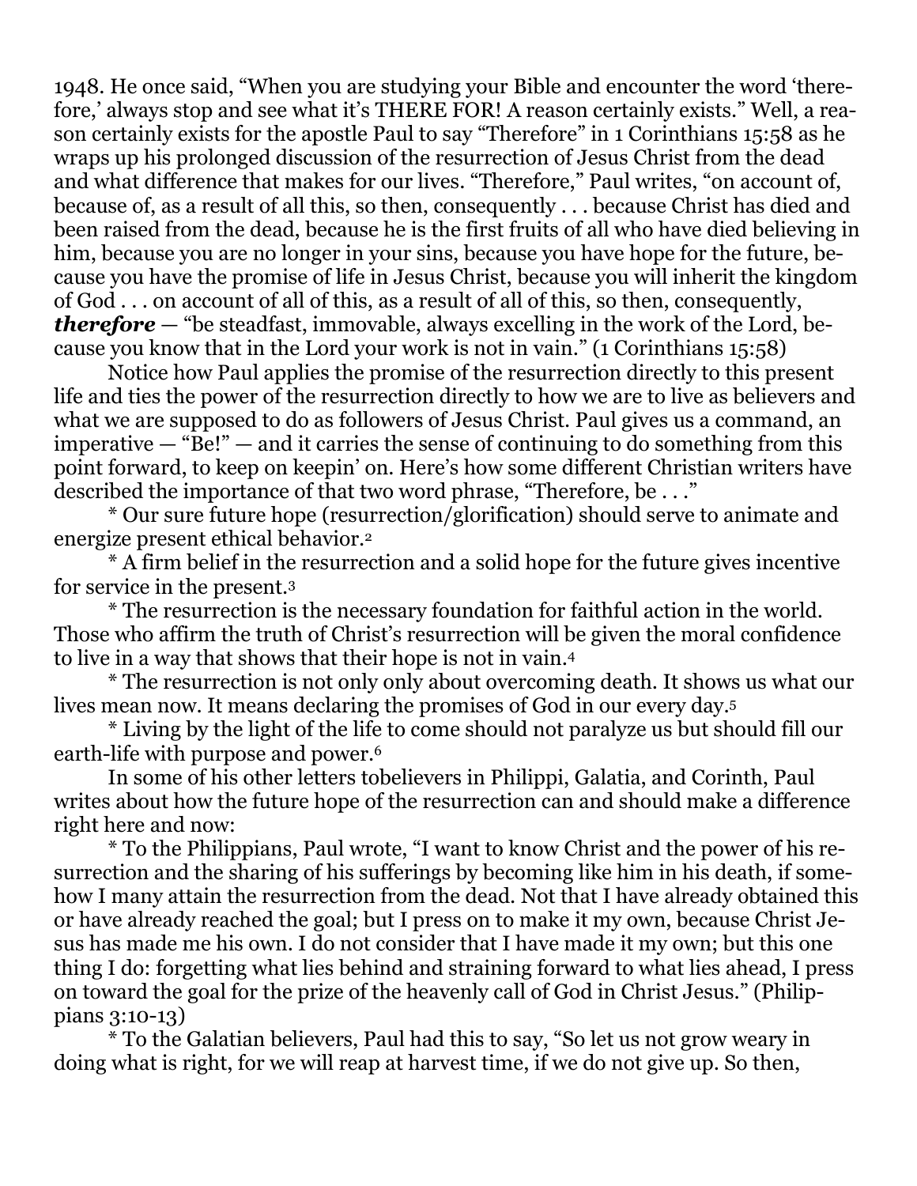1948. He once said, "When you are studying your Bible and encounter the word 'therefore,' always stop and see what it's THERE FOR! A reason certainly exists." Well, a reason certainly exists for the apostle Paul to say "Therefore" in 1 Corinthians 15:58 as he wraps up his prolonged discussion of the resurrection of Jesus Christ from the dead and what difference that makes for our lives. "Therefore," Paul writes, "on account of, because of, as a result of all this, so then, consequently . . . because Christ has died and been raised from the dead, because he is the first fruits of all who have died believing in him, because you are no longer in your sins, because you have hope for the future, because you have the promise of life in Jesus Christ, because you will inherit the kingdom of God . . . on account of all of this, as a result of all of this, so then, consequently, ***therefore*** — "be steadfast, immovable, always excelling in the work of the Lord, because you know that in the Lord your work is not in vain." (1 Corinthians 15:58)

Notice how Paul applies the promise of the resurrection directly to this present life and ties the power of the resurrection directly to how we are to live as believers and what we are supposed to do as followers of Jesus Christ. Paul gives us a command, an imperative — "Be!" — and it carries the sense of continuing to do something from this point forward, to keep on keepin' on. Here's how some different Christian writers have described the importance of that two word phrase, "Therefore, be . . ."

* Our sure future hope (resurrection/glorification) should serve to animate and energize present ethical behavior.[2]

* A firm belief in the resurrection and a solid hope for the future gives incentive for service in the present.[3]

* The resurrection is the necessary foundation for faithful action in the world. Those who affirm the truth of Christ's resurrection will be given the moral confidence to live in a way that shows that their hope is not in vain.[4]

* The resurrection is not only only about overcoming death. It shows us what our lives mean now. It means declaring the promises of God in our every day.[5]

* Living by the light of the life to come should not paralyze us but should fill our earth-life with purpose and power.[6]

In some of his other letters tobelievers in Philippi, Galatia, and Corinth, Paul writes about how the future hope of the resurrection can and should make a difference right here and now:

* To the Philippians, Paul wrote, "I want to know Christ and the power of his resurrection and the sharing of his sufferings by becoming like him in his death, if somehow I many attain the resurrection from the dead. Not that I have already obtained this or have already reached the goal; but I press on to make it my own, because Christ Jesus has made me his own. I do not consider that I have made it my own; but this one thing I do: forgetting what lies behind and straining forward to what lies ahead, I press on toward the goal for the prize of the heavenly call of God in Christ Jesus." (Philippians 3:10-13)

* To the Galatian believers, Paul had this to say, "So let us not grow weary in doing what is right, for we will reap at harvest time, if we do not give up. So then,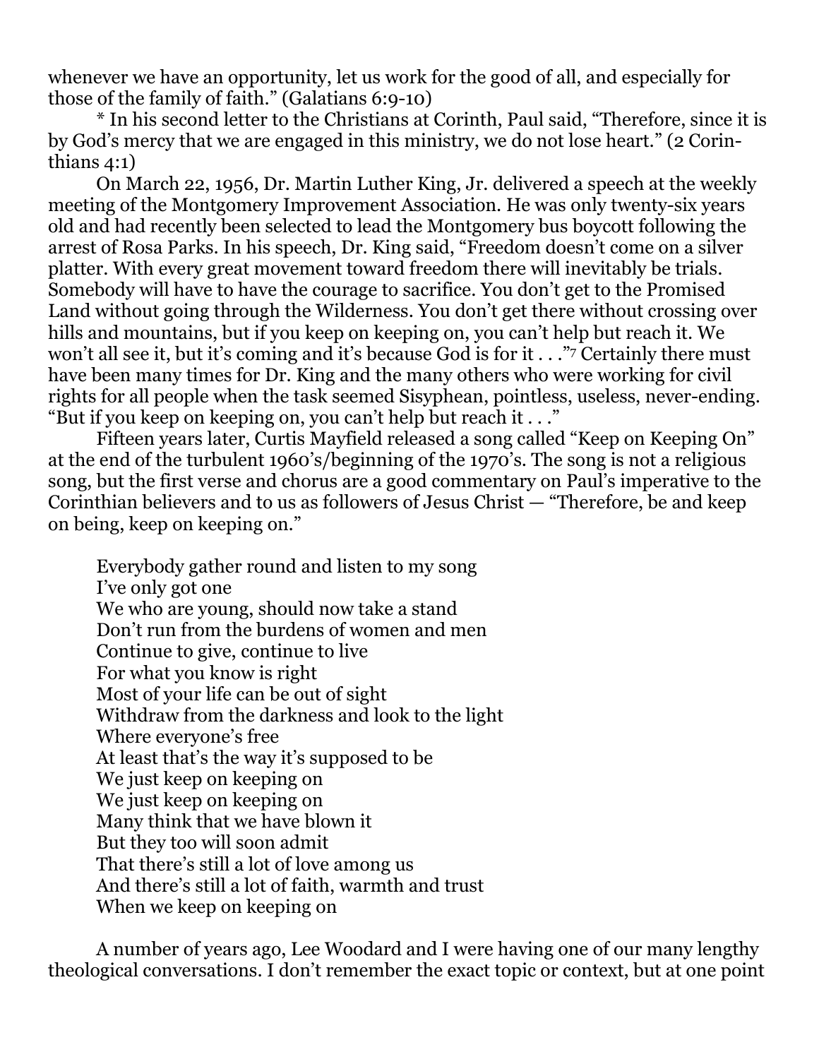whenever we have an opportunity, let us work for the good of all, and especially for those of the family of faith." (Galatians 6:9-10)

* In his second letter to the Christians at Corinth, Paul said, "Therefore, since it is by God's mercy that we are engaged in this ministry, we do not lose heart." (2 Corinthians 4:1)

On March 22, 1956, Dr. Martin Luther King, Jr. delivered a speech at the weekly meeting of the Montgomery Improvement Association. He was only twenty-six years old and had recently been selected to lead the Montgomery bus boycott following the arrest of Rosa Parks. In his speech, Dr. King said, "Freedom doesn't come on a silver platter. With every great movement toward freedom there will inevitably be trials. Somebody will have to have the courage to sacrifice. You don't get to the Promised Land without going through the Wilderness. You don't get there without crossing over hills and mountains, but if you keep on keeping on, you can't help but reach it. We won't all see it, but it's coming and it's because God is for it . . ."[7] Certainly there must have been many times for Dr. King and the many others who were working for civil rights for all people when the task seemed Sisyphean, pointless, useless, never-ending. "But if you keep on keeping on, you can't help but reach it . . ."

Fifteen years later, Curtis Mayfield released a song called "Keep on Keeping On" at the end of the turbulent 1960's/beginning of the 1970's. The song is not a religious song, but the first verse and chorus are a good commentary on Paul's imperative to the Corinthian believers and to us as followers of Jesus Christ — "Therefore, be and keep on being, keep on keeping on."

> Everybody gather round and listen to my song
> I've only got one
> We who are young, should now take a stand
> Don't run from the burdens of women and men
> Continue to give, continue to live
> For what you know is right
> Most of your life can be out of sight
> Withdraw from the darkness and look to the light
> Where everyone's free
> At least that's the way it's supposed to be
> We just keep on keeping on
> We just keep on keeping on
> Many think that we have blown it
> But they too will soon admit
> That there's still a lot of love among us
> And there's still a lot of faith, warmth and trust
> When we keep on keeping on

A number of years ago, Lee Woodard and I were having one of our many lengthy theological conversations. I don't remember the exact topic or context, but at one point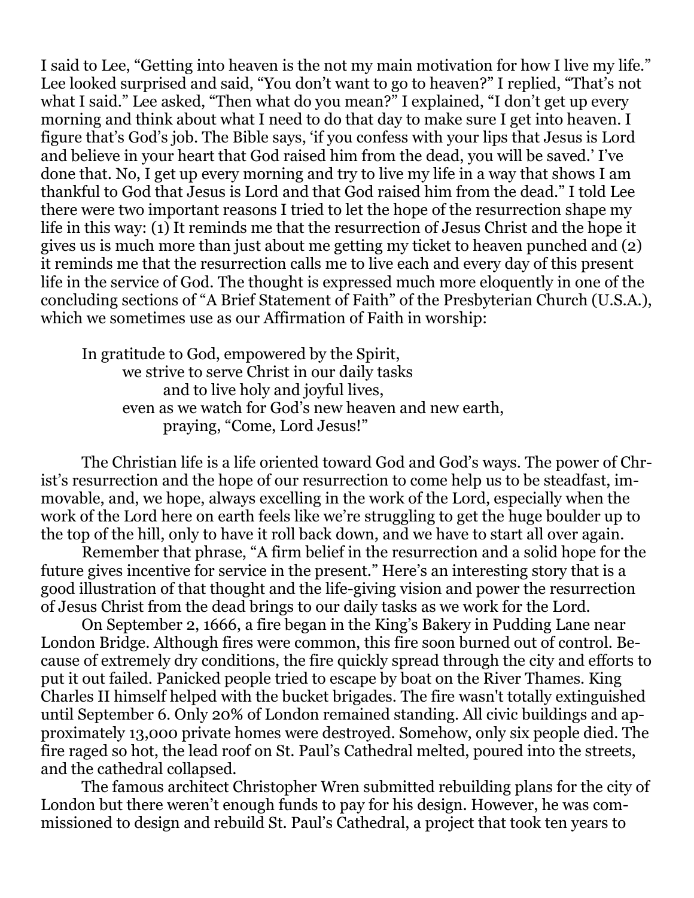I said to Lee, "Getting into heaven is the not my main motivation for how I live my life." Lee looked surprised and said, "You don't want to go to heaven?" I replied, "That's not what I said." Lee asked, "Then what do you mean?" I explained, "I don't get up every morning and think about what I need to do that day to make sure I get into heaven. I figure that's God's job. The Bible says, 'if you confess with your lips that Jesus is Lord and believe in your heart that God raised him from the dead, you will be saved.' I've done that. No, I get up every morning and try to live my life in a way that shows I am thankful to God that Jesus is Lord and that God raised him from the dead." I told Lee there were two important reasons I tried to let the hope of the resurrection shape my life in this way: (1) It reminds me that the resurrection of Jesus Christ and the hope it gives us is much more than just about me getting my ticket to heaven punched and (2) it reminds me that the resurrection calls me to live each and every day of this present life in the service of God. The thought is expressed much more eloquently in one of the concluding sections of "A Brief Statement of Faith" of the Presbyterian Church (U.S.A.), which we sometimes use as our Affirmation of Faith in worship:

> In gratitude to God, empowered by the Spirit,
> we strive to serve Christ in our daily tasks
> and to live holy and joyful lives,
> even as we watch for God's new heaven and new earth,
> praying, "Come, Lord Jesus!"

The Christian life is a life oriented toward God and God's ways. The power of Christ's resurrection and the hope of our resurrection to come help us to be steadfast, immovable, and, we hope, always excelling in the work of the Lord, especially when the work of the Lord here on earth feels like we're struggling to get the huge boulder up to the top of the hill, only to have it roll back down, and we have to start all over again.

Remember that phrase, "A firm belief in the resurrection and a solid hope for the future gives incentive for service in the present." Here's an interesting story that is a good illustration of that thought and the life-giving vision and power the resurrection of Jesus Christ from the dead brings to our daily tasks as we work for the Lord.

On September 2, 1666, a fire began in the King's Bakery in Pudding Lane near London Bridge. Although fires were common, this fire soon burned out of control. Because of extremely dry conditions, the fire quickly spread through the city and efforts to put it out failed. Panicked people tried to escape by boat on the River Thames. King Charles II himself helped with the bucket brigades. The fire wasn't totally extinguished until September 6. Only 20% of London remained standing. All civic buildings and approximately 13,000 private homes were destroyed. Somehow, only six people died. The fire raged so hot, the lead roof on St. Paul's Cathedral melted, poured into the streets, and the cathedral collapsed.

The famous architect Christopher Wren submitted rebuilding plans for the city of London but there weren't enough funds to pay for his design. However, he was commissioned to design and rebuild St. Paul's Cathedral, a project that took ten years to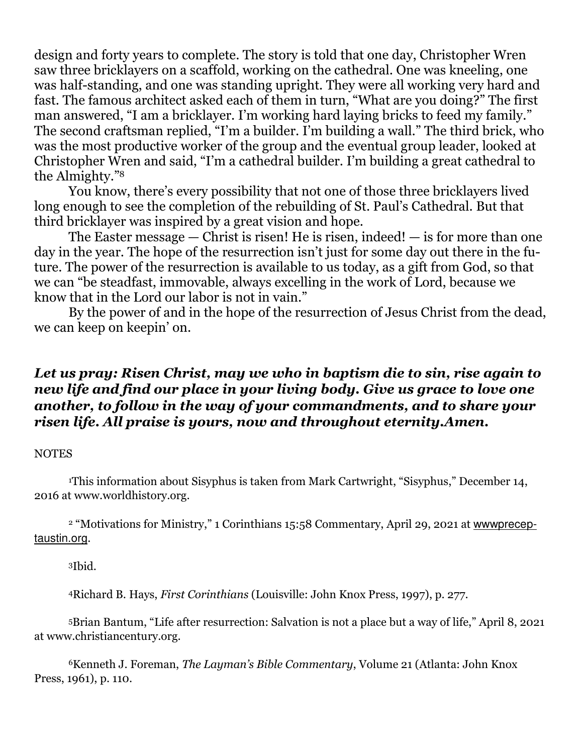design and forty years to complete. The story is told that one day, Christopher Wren saw three bricklayers on a scaffold, working on the cathedral. One was kneeling, one was half-standing, and one was standing upright. They were all working very hard and fast. The famous architect asked each of them in turn, "What are you doing?" The first man answered, "I am a bricklayer. I'm working hard laying bricks to feed my family." The second craftsman replied, "I'm a builder. I'm building a wall." The third brick, who was the most productive worker of the group and the eventual group leader, looked at Christopher Wren and said, "I'm a cathedral builder. I'm building a great cathedral to the Almighty."[8]

You know, there's every possibility that not one of those three bricklayers lived long enough to see the completion of the rebuilding of St. Paul's Cathedral. But that third bricklayer was inspired by a great vision and hope.

The Easter message — Christ is risen! He is risen, indeed! — is for more than one day in the year. The hope of the resurrection isn't just for some day out there in the future. The power of the resurrection is available to us today, as a gift from God, so that we can "be steadfast, immovable, always excelling in the work of Lord, because we know that in the Lord our labor is not in vain."

By the power of and in the hope of the resurrection of Jesus Christ from the dead, we can keep on keepin' on.

***Let us pray: Risen Christ, may we who in baptism die to sin, rise again to new life and find our place in your living body. Give us grace to love one another, to follow in the way of your commandments, and to share your risen life. All praise is yours, now and throughout eternity.Amen.***

NOTES

[1]This information about Sisyphus is taken from Mark Cartwright, "Sisyphus," December 14, 2016 at www.worldhistory.org.

[2] "Motivations for Ministry," 1 Corinthians 15:58 Commentary, April 29, 2021 at wwwprecep-taustin.org.

[3]Ibid.

[4]Richard B. Hays, *First Corinthians* (Louisville: John Knox Press, 1997), p. 277.

[5]Brian Bantum, "Life after resurrection: Salvation is not a place but a way of life," April 8, 2021 at www.christiancentury.org.

[6]Kenneth J. Foreman, *The Layman's Bible Commentary*, Volume 21 (Atlanta: John Knox Press, 1961), p. 110.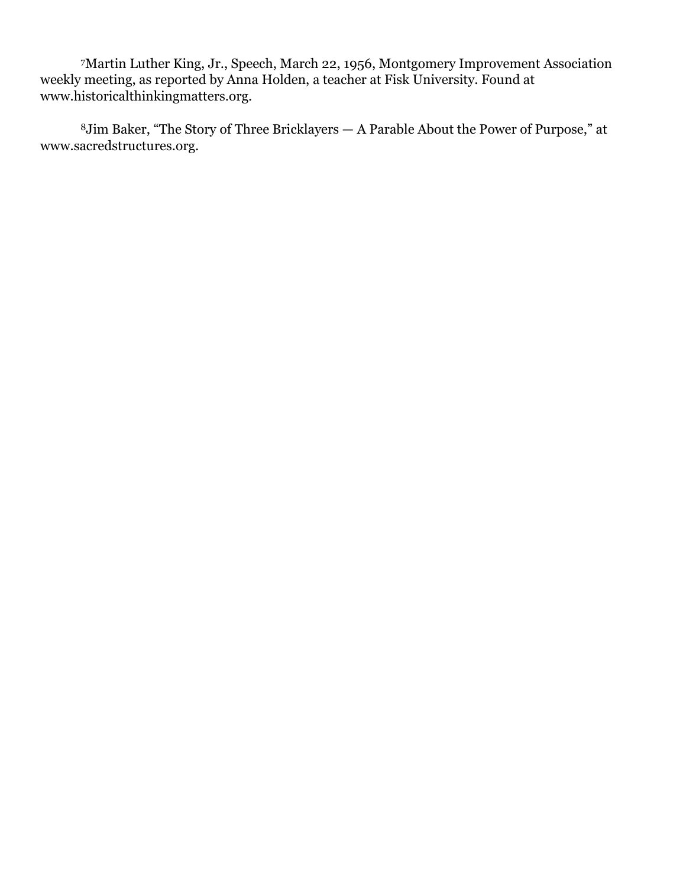[7]Martin Luther King, Jr., Speech, March 22, 1956, Montgomery Improvement Association weekly meeting, as reported by Anna Holden, a teacher at Fisk University. Found at www.historicalthinkingmatters.org.

[8]Jim Baker, "The Story of Three Bricklayers — A Parable About the Power of Purpose," at www.sacredstructures.org.